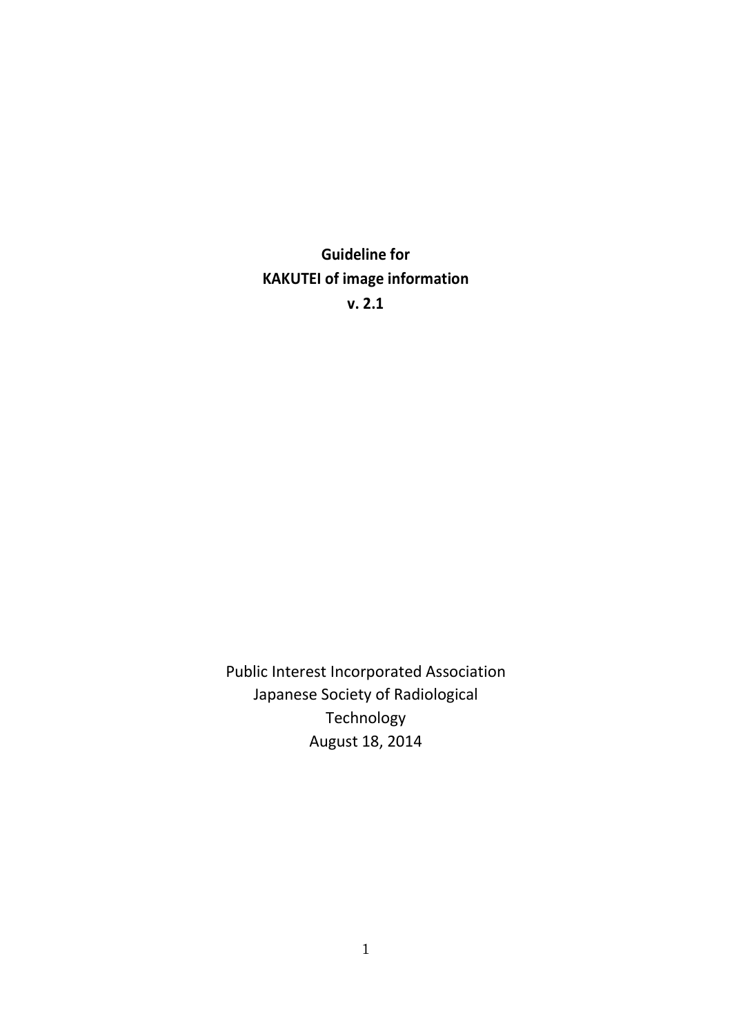# Guideline for KAKUTEI of image information v. 2.1

Public Interest Incorporated Association
Japanese Society of Radiological
Technology
August 18, 2014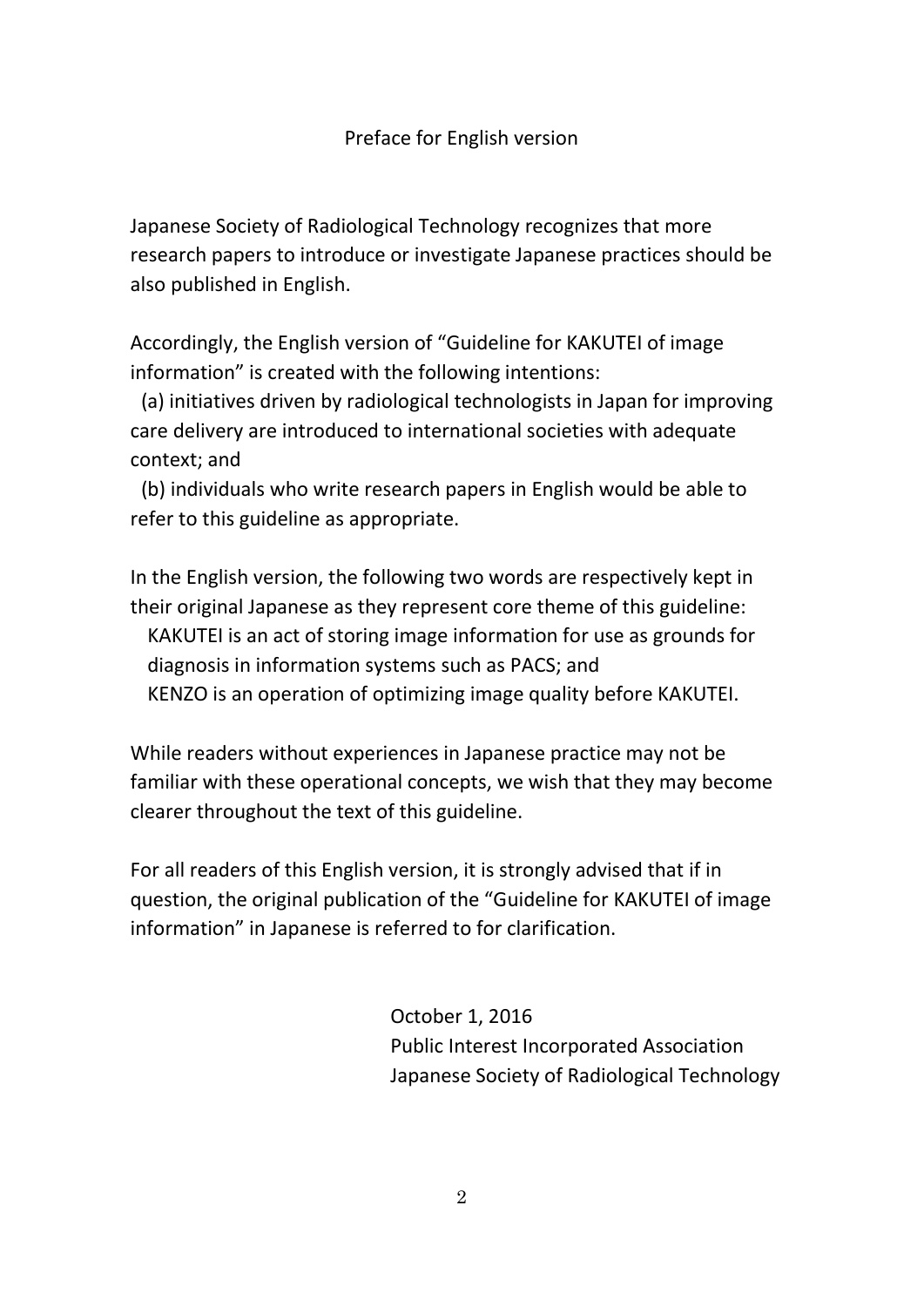# Preface for English version

Japanese Society of Radiological Technology recognizes that more research papers to introduce or investigate Japanese practices should be also published in English.

Accordingly, the English version of “Guideline for KAKUTEI of image information” is created with the following intentions:

(a) initiatives driven by radiological technologists in Japan for improving care delivery are introduced to international societies with adequate context; and

(b) individuals who write research papers in English would be able to refer to this guideline as appropriate.

In the English version, the following two words are respectively kept in their original Japanese as they represent core theme of this guideline:

KAKUTEI is an act of storing image information for use as grounds for diagnosis in information systems such as PACS; and

KENZO is an operation of optimizing image quality before KAKUTEI.

While readers without experiences in Japanese practice may not be familiar with these operational concepts, we wish that they may become clearer throughout the text of this guideline.

For all readers of this English version, it is strongly advised that if in question, the original publication of the “Guideline for KAKUTEI of image information” in Japanese is referred to for clarification.

October 1, 2016
Public Interest Incorporated Association
Japanese Society of Radiological Technology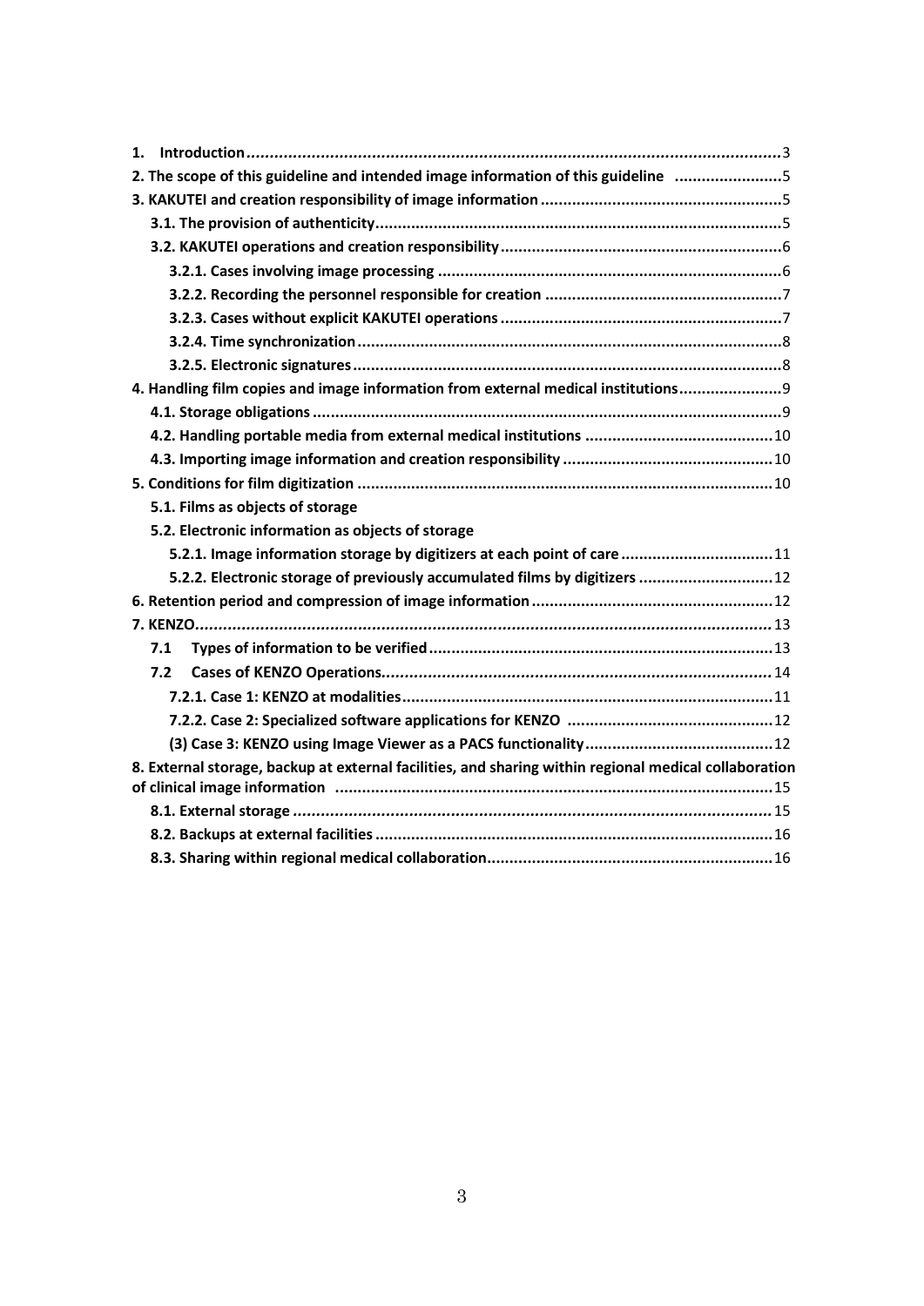**1. Introduction** .......................................................................................................... 3

**2. The scope of this guideline and intended image information of this guideline** ........................ 5

**3. KAKUTEI and creation responsibility of image information** ...................................................... 5

**3.1. The provision of authenticity** .......................................................................................... 5

**3.2. KAKUTEI operations and creation responsibility** .............................................................. 6

**3.2.1. Cases involving image processing** ............................................................................ 6

**3.2.2. Recording the personnel responsible for creation** .................................................... 7

**3.2.3. Cases without explicit KAKUTEI operations** .............................................................. 7

**3.2.4. Time synchronization** .............................................................................................. 8

**3.2.5. Electronic signatures** ............................................................................................... 8

**4. Handling film copies and image information from external medical institutions** ....................... 9

**4.1. Storage obligations** ......................................................................................................... 9

**4.2. Handling portable media from external medical institutions** .......................................... 10

**4.3. Importing image information and creation responsibility** ............................................... 10

**5. Conditions for film digitization** ............................................................................................ 10

**5.1. Films as objects of storage**

**5.2. Electronic information as objects of storage**

**5.2.1. Image information storage by digitizers at each point of care** ................................. 11

**5.2.2. Electronic storage of previously accumulated films by digitizers** ............................. 12

**6. Retention period and compression of image information** ..................................................... 12

**7. KENZO** ................................................................................................................................ 13

**7.1 Types of information to be verified** .................................................................................. 13

**7.2 Cases of KENZO Operations** ............................................................................................. 14

**7.2.1. Case 1: KENZO at modalities** ................................................................................... 11

**7.2.2. Case 2: Specialized software applications for KENZO** ............................................. 12

**(3) Case 3: KENZO using Image Viewer as a PACS functionality** ....................................... 12

**8. External storage, backup at external facilities, and sharing within regional medical collaboration of clinical image information** ................................................................................................ 15

**8.1. External storage** ............................................................................................................. 15

**8.2. Backups at external facilities** ........................................................................................ 16

**8.3. Sharing within regional medical collaboration** ............................................................... 16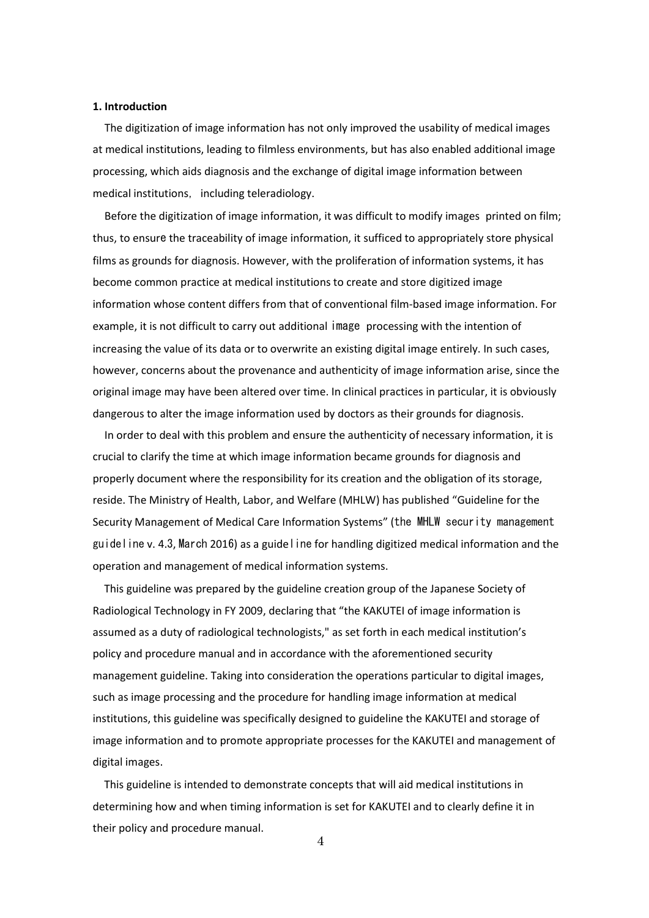**1. Introduction**

The digitization of image information has not only improved the usability of medical images at medical institutions, leading to filmless environments, but has also enabled additional image processing, which aids diagnosis and the exchange of digital image information between medical institutions, including teleradiology.

Before the digitization of image information, it was difficult to modify images printed on film; thus, to ensure the traceability of image information, it sufficed to appropriately store physical films as grounds for diagnosis. However, with the proliferation of information systems, it has become common practice at medical institutions to create and store digitized image information whose content differs from that of conventional film-based image information. For example, it is not difficult to carry out additional image processing with the intention of increasing the value of its data or to overwrite an existing digital image entirely. In such cases, however, concerns about the provenance and authenticity of image information arise, since the original image may have been altered over time. In clinical practices in particular, it is obviously dangerous to alter the image information used by doctors as their grounds for diagnosis.

In order to deal with this problem and ensure the authenticity of necessary information, it is crucial to clarify the time at which image information became grounds for diagnosis and properly document where the responsibility for its creation and the obligation of its storage, reside. The Ministry of Health, Labor, and Welfare (MHLW) has published "Guideline for the Security Management of Medical Care Information Systems" (the MHLW security management guideline v. 4.3, March 2016) as a guideline for handling digitized medical information and the operation and management of medical information systems.

This guideline was prepared by the guideline creation group of the Japanese Society of Radiological Technology in FY 2009, declaring that "the KAKUTEI of image information is assumed as a duty of radiological technologists," as set forth in each medical institution's policy and procedure manual and in accordance with the aforementioned security management guideline. Taking into consideration the operations particular to digital images, such as image processing and the procedure for handling image information at medical institutions, this guideline was specifically designed to guideline the KAKUTEI and storage of image information and to promote appropriate processes for the KAKUTEI and management of digital images.

This guideline is intended to demonstrate concepts that will aid medical institutions in determining how and when timing information is set for KAKUTEI and to clearly define it in their policy and procedure manual.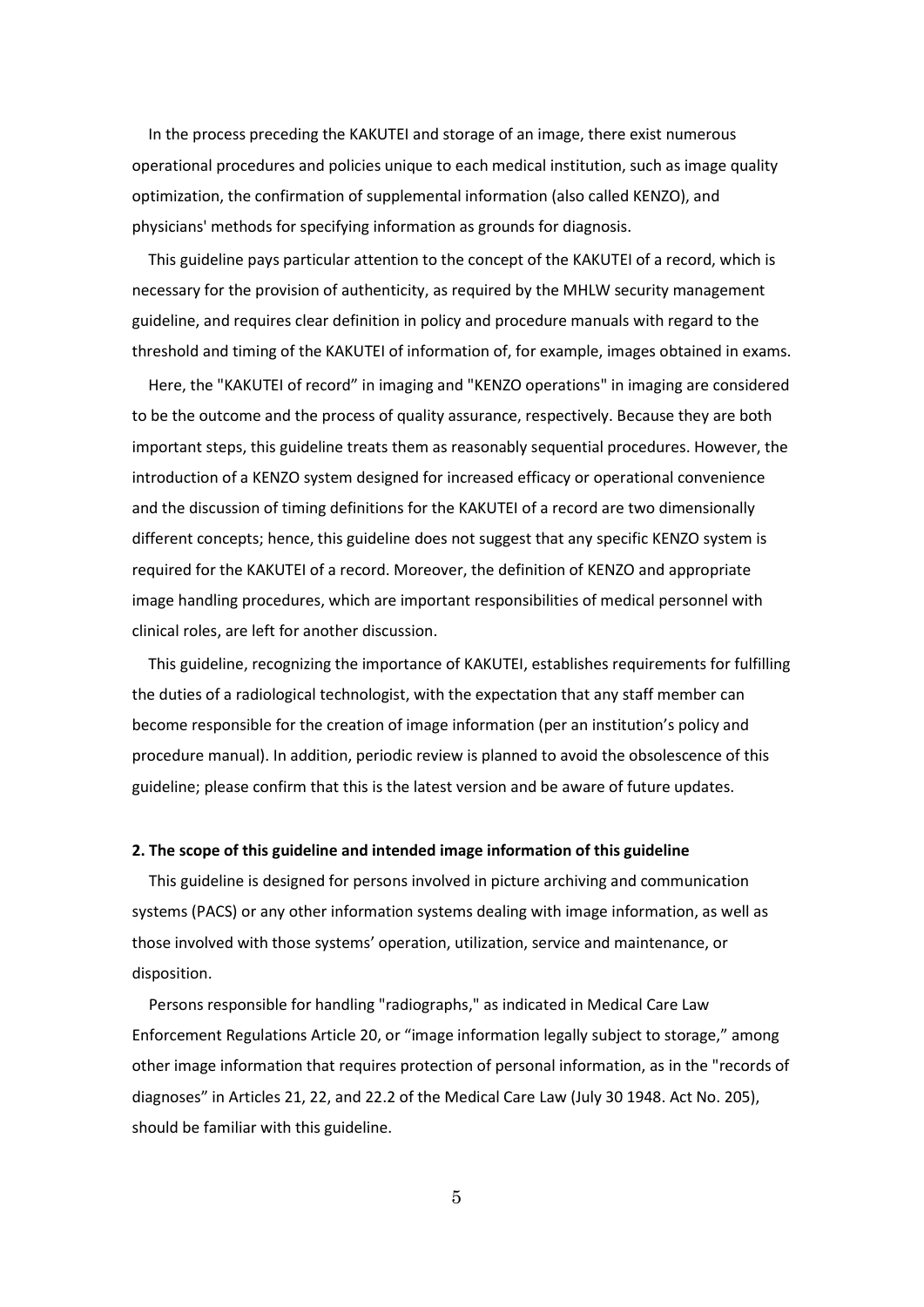In the process preceding the KAKUTEI and storage of an image, there exist numerous operational procedures and policies unique to each medical institution, such as image quality optimization, the confirmation of supplemental information (also called KENZO), and physicians' methods for specifying information as grounds for diagnosis.

This guideline pays particular attention to the concept of the KAKUTEI of a record, which is necessary for the provision of authenticity, as required by the MHLW security management guideline, and requires clear definition in policy and procedure manuals with regard to the threshold and timing of the KAKUTEI of information of, for example, images obtained in exams.

Here, the "KAKUTEI of record" in imaging and "KENZO operations" in imaging are considered to be the outcome and the process of quality assurance, respectively. Because they are both important steps, this guideline treats them as reasonably sequential procedures. However, the introduction of a KENZO system designed for increased efficacy or operational convenience and the discussion of timing definitions for the KAKUTEI of a record are two dimensionally different concepts; hence, this guideline does not suggest that any specific KENZO system is required for the KAKUTEI of a record. Moreover, the definition of KENZO and appropriate image handling procedures, which are important responsibilities of medical personnel with clinical roles, are left for another discussion.

This guideline, recognizing the importance of KAKUTEI, establishes requirements for fulfilling the duties of a radiological technologist, with the expectation that any staff member can become responsible for the creation of image information (per an institution's policy and procedure manual). In addition, periodic review is planned to avoid the obsolescence of this guideline; please confirm that this is the latest version and be aware of future updates.

**2. The scope of this guideline and intended image information of this guideline**

This guideline is designed for persons involved in picture archiving and communication systems (PACS) or any other information systems dealing with image information, as well as those involved with those systems' operation, utilization, service and maintenance, or disposition.

Persons responsible for handling "radiographs," as indicated in Medical Care Law Enforcement Regulations Article 20, or "image information legally subject to storage," among other image information that requires protection of personal information, as in the "records of diagnoses" in Articles 21, 22, and 22.2 of the Medical Care Law (July 30 1948. Act No. 205), should be familiar with this guideline.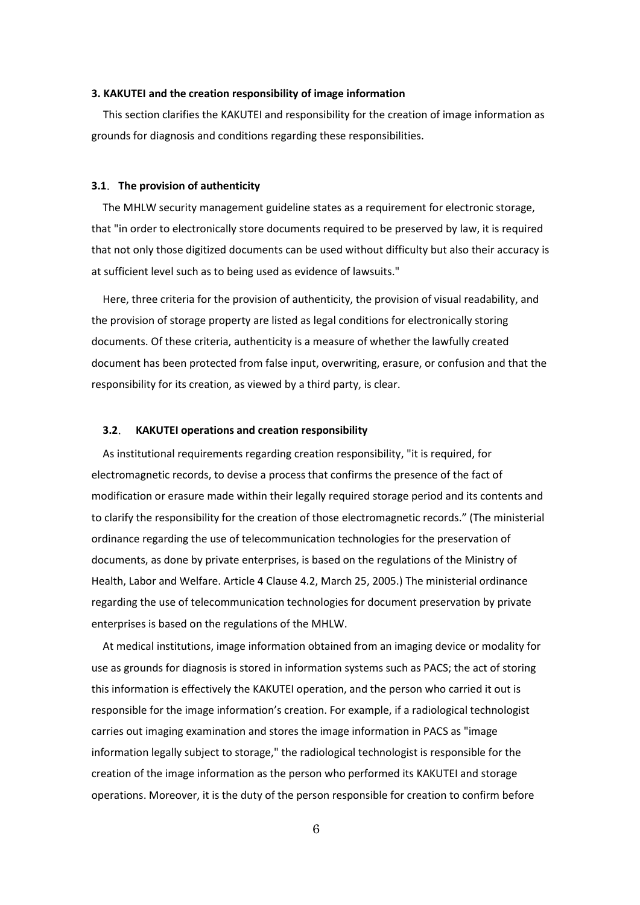## 3. KAKUTEI and the creation responsibility of image information

This section clarifies the KAKUTEI and responsibility for the creation of image information as grounds for diagnosis and conditions regarding these responsibilities.

### 3.1. The provision of authenticity

The MHLW security management guideline states as a requirement for electronic storage, that "in order to electronically store documents required to be preserved by law, it is required that not only those digitized documents can be used without difficulty but also their accuracy is at sufficient level such as to being used as evidence of lawsuits."

Here, three criteria for the provision of authenticity, the provision of visual readability, and the provision of storage property are listed as legal conditions for electronically storing documents. Of these criteria, authenticity is a measure of whether the lawfully created document has been protected from false input, overwriting, erasure, or confusion and that the responsibility for its creation, as viewed by a third party, is clear.

### 3.2. KAKUTEI operations and creation responsibility

As institutional requirements regarding creation responsibility, "it is required, for electromagnetic records, to devise a process that confirms the presence of the fact of modification or erasure made within their legally required storage period and its contents and to clarify the responsibility for the creation of those electromagnetic records." (The ministerial ordinance regarding the use of telecommunication technologies for the preservation of documents, as done by private enterprises, is based on the regulations of the Ministry of Health, Labor and Welfare. Article 4 Clause 4.2, March 25, 2005.) The ministerial ordinance regarding the use of telecommunication technologies for document preservation by private enterprises is based on the regulations of the MHLW.

At medical institutions, image information obtained from an imaging device or modality for use as grounds for diagnosis is stored in information systems such as PACS; the act of storing this information is effectively the KAKUTEI operation, and the person who carried it out is responsible for the image information's creation. For example, if a radiological technologist carries out imaging examination and stores the image information in PACS as "image information legally subject to storage," the radiological technologist is responsible for the creation of the image information as the person who performed its KAKUTEI and storage operations. Moreover, it is the duty of the person responsible for creation to confirm before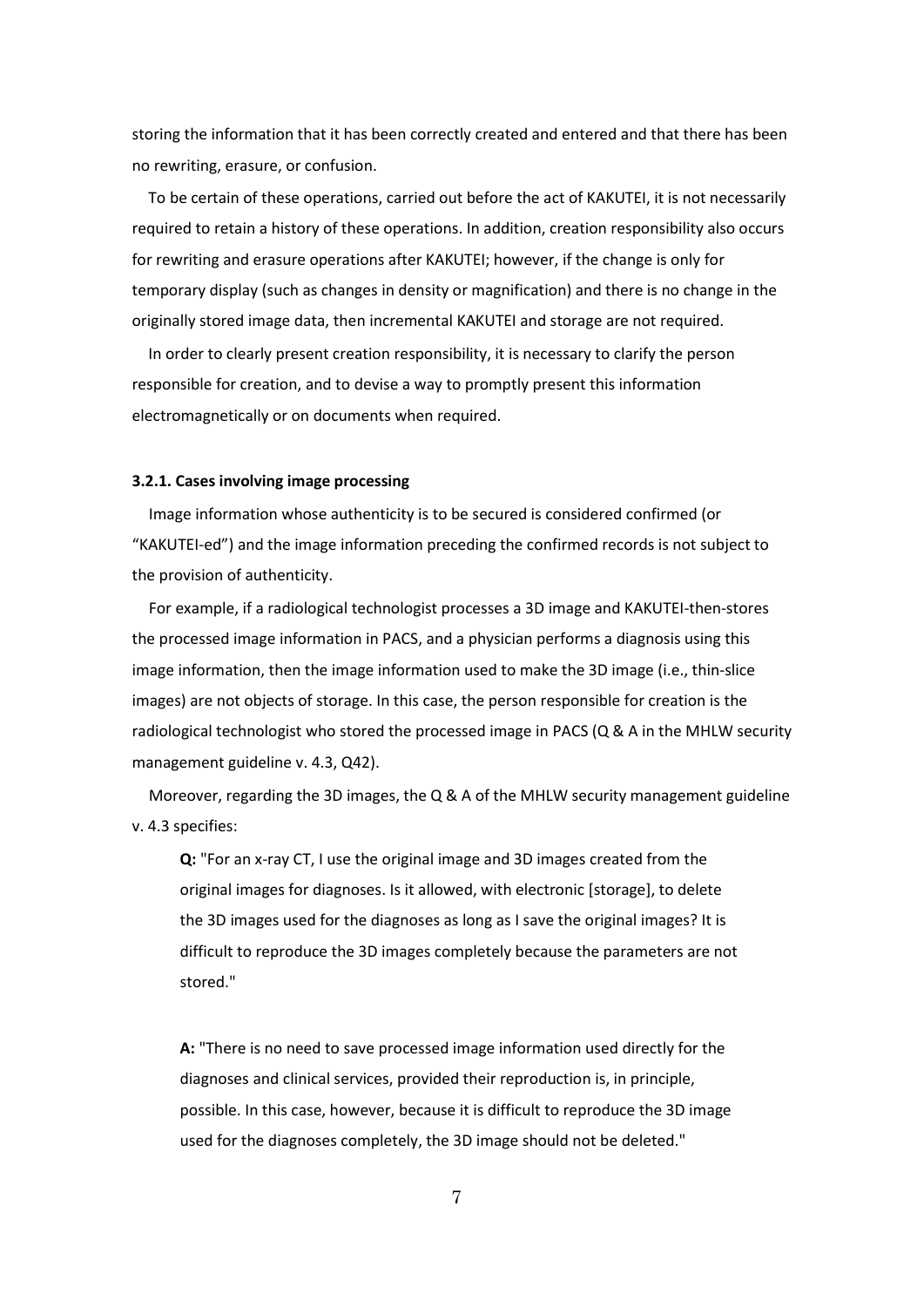storing the information that it has been correctly created and entered and that there has been no rewriting, erasure, or confusion.

To be certain of these operations, carried out before the act of KAKUTEI, it is not necessarily required to retain a history of these operations. In addition, creation responsibility also occurs for rewriting and erasure operations after KAKUTEI; however, if the change is only for temporary display (such as changes in density or magnification) and there is no change in the originally stored image data, then incremental KAKUTEI and storage are not required.

In order to clearly present creation responsibility, it is necessary to clarify the person responsible for creation, and to devise a way to promptly present this information electromagnetically or on documents when required.

### 3.2.1. Cases involving image processing

Image information whose authenticity is to be secured is considered confirmed (or "KAKUTEI-ed") and the image information preceding the confirmed records is not subject to the provision of authenticity.

For example, if a radiological technologist processes a 3D image and KAKUTEI-then-stores the processed image information in PACS, and a physician performs a diagnosis using this image information, then the image information used to make the 3D image (i.e., thin-slice images) are not objects of storage. In this case, the person responsible for creation is the radiological technologist who stored the processed image in PACS (Q & A in the MHLW security management guideline v. 4.3, Q42).

Moreover, regarding the 3D images, the Q & A of the MHLW security management guideline v. 4.3 specifies:

> **Q:** "For an x-ray CT, I use the original image and 3D images created from the original images for diagnoses. Is it allowed, with electronic [storage], to delete the 3D images used for the diagnoses as long as I save the original images? It is difficult to reproduce the 3D images completely because the parameters are not stored."
>
> **A:** "There is no need to save processed image information used directly for the diagnoses and clinical services, provided their reproduction is, in principle, possible. In this case, however, because it is difficult to reproduce the 3D image used for the diagnoses completely, the 3D image should not be deleted."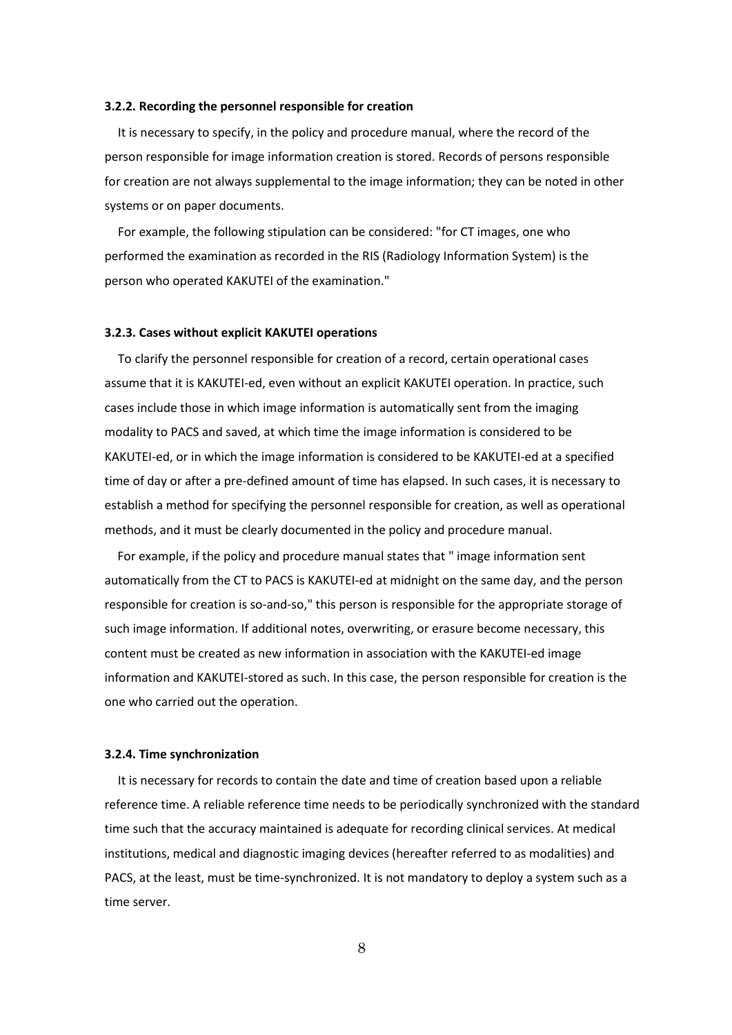### 3.2.2. Recording the personnel responsible for creation

It is necessary to specify, in the policy and procedure manual, where the record of the person responsible for image information creation is stored. Records of persons responsible for creation are not always supplemental to the image information; they can be noted in other systems or on paper documents.

For example, the following stipulation can be considered: "for CT images, one who performed the examination as recorded in the RIS (Radiology Information System) is the person who operated KAKUTEI of the examination."

### 3.2.3. Cases without explicit KAKUTEI operations

To clarify the personnel responsible for creation of a record, certain operational cases assume that it is KAKUTEI-ed, even without an explicit KAKUTEI operation. In practice, such cases include those in which image information is automatically sent from the imaging modality to PACS and saved, at which time the image information is considered to be KAKUTEI-ed, or in which the image information is considered to be KAKUTEI-ed at a specified time of day or after a pre-defined amount of time has elapsed. In such cases, it is necessary to establish a method for specifying the personnel responsible for creation, as well as operational methods, and it must be clearly documented in the policy and procedure manual.

For example, if the policy and procedure manual states that " image information sent automatically from the CT to PACS is KAKUTEI-ed at midnight on the same day, and the person responsible for creation is so-and-so," this person is responsible for the appropriate storage of such image information. If additional notes, overwriting, or erasure become necessary, this content must be created as new information in association with the KAKUTEI-ed image information and KAKUTEI-stored as such. In this case, the person responsible for creation is the one who carried out the operation.

### 3.2.4. Time synchronization

It is necessary for records to contain the date and time of creation based upon a reliable reference time. A reliable reference time needs to be periodically synchronized with the standard time such that the accuracy maintained is adequate for recording clinical services. At medical institutions, medical and diagnostic imaging devices (hereafter referred to as modalities) and PACS, at the least, must be time-synchronized. It is not mandatory to deploy a system such as a time server.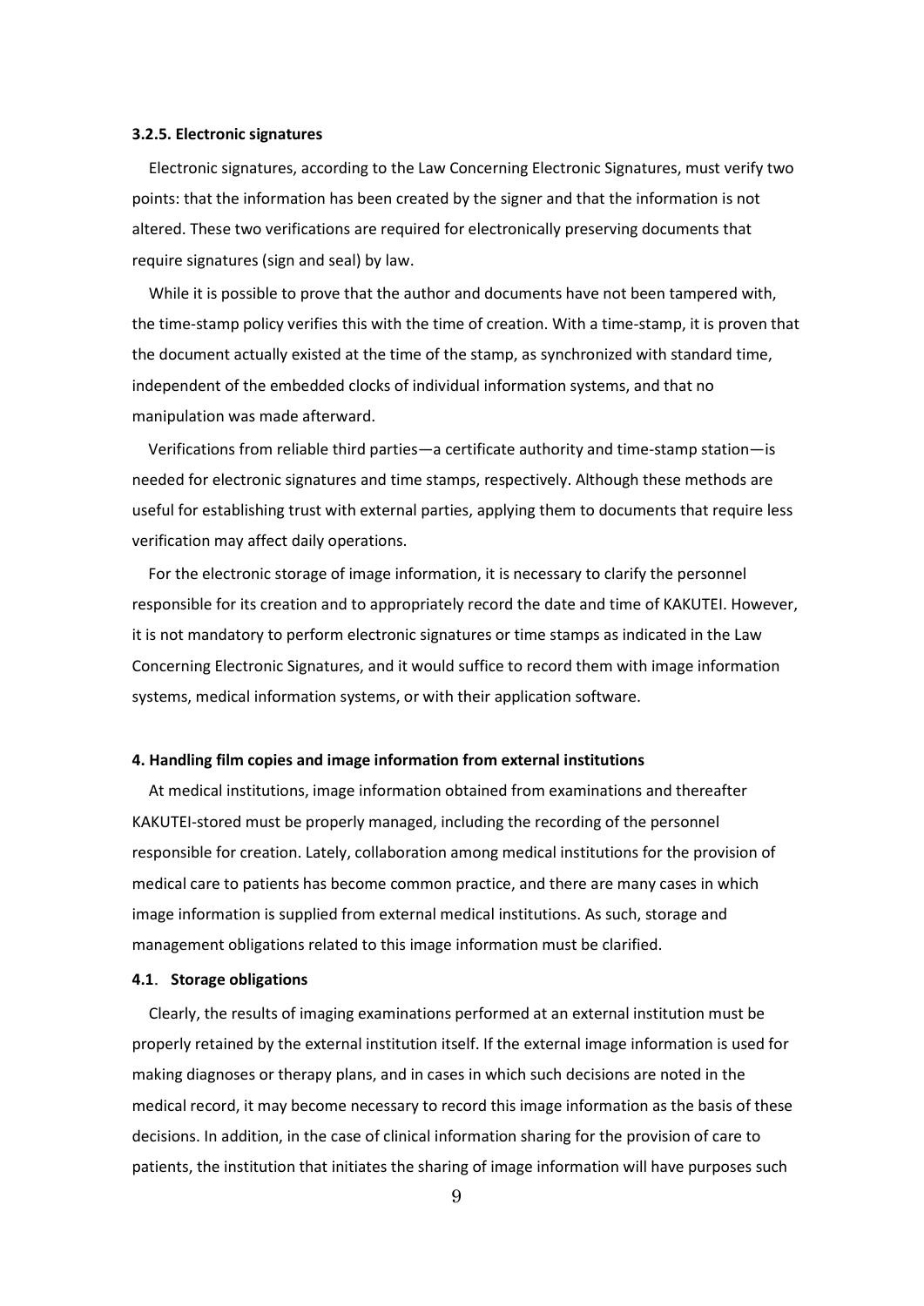### 3.2.5. Electronic signatures

Electronic signatures, according to the Law Concerning Electronic Signatures, must verify two points: that the information has been created by the signer and that the information is not altered. These two verifications are required for electronically preserving documents that require signatures (sign and seal) by law.

While it is possible to prove that the author and documents have not been tampered with, the time-stamp policy verifies this with the time of creation. With a time-stamp, it is proven that the document actually existed at the time of the stamp, as synchronized with standard time, independent of the embedded clocks of individual information systems, and that no manipulation was made afterward.

Verifications from reliable third parties—a certificate authority and time-stamp station—is needed for electronic signatures and time stamps, respectively. Although these methods are useful for establishing trust with external parties, applying them to documents that require less verification may affect daily operations.

For the electronic storage of image information, it is necessary to clarify the personnel responsible for its creation and to appropriately record the date and time of KAKUTEI. However, it is not mandatory to perform electronic signatures or time stamps as indicated in the Law Concerning Electronic Signatures, and it would suffice to record them with image information systems, medical information systems, or with their application software.

## 4. Handling film copies and image information from external institutions

At medical institutions, image information obtained from examinations and thereafter KAKUTEI-stored must be properly managed, including the recording of the personnel responsible for creation. Lately, collaboration among medical institutions for the provision of medical care to patients has become common practice, and there are many cases in which image information is supplied from external medical institutions. As such, storage and management obligations related to this image information must be clarified.

### 4.1. Storage obligations

Clearly, the results of imaging examinations performed at an external institution must be properly retained by the external institution itself. If the external image information is used for making diagnoses or therapy plans, and in cases in which such decisions are noted in the medical record, it may become necessary to record this image information as the basis of these decisions. In addition, in the case of clinical information sharing for the provision of care to patients, the institution that initiates the sharing of image information will have purposes such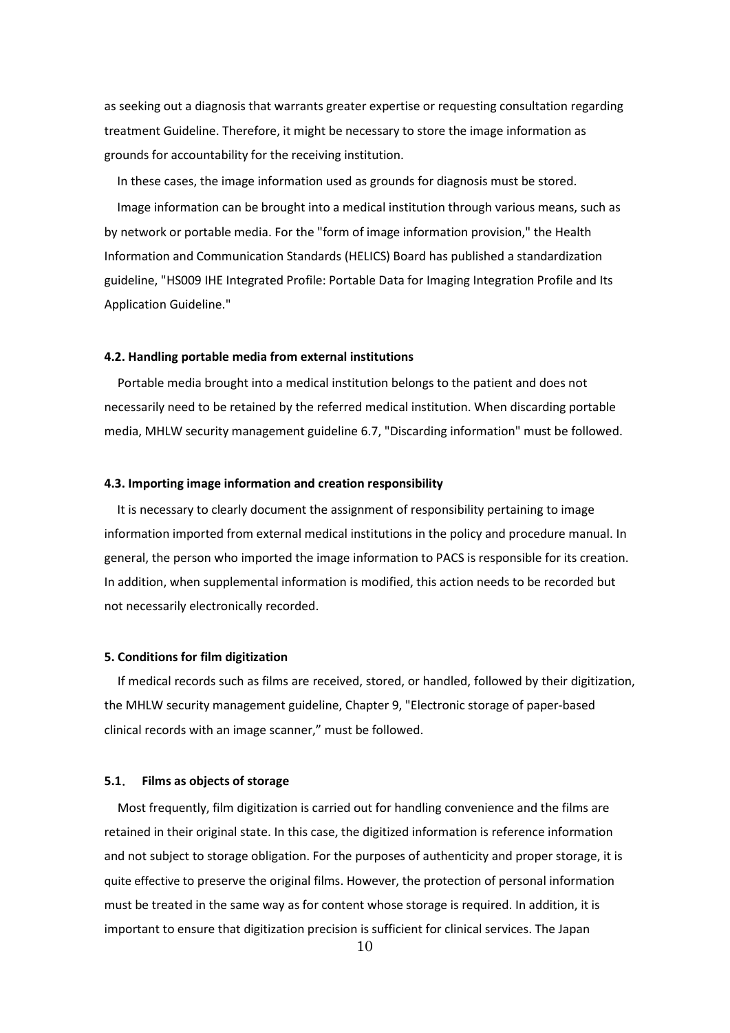as seeking out a diagnosis that warrants greater expertise or requesting consultation regarding treatment Guideline. Therefore, it might be necessary to store the image information as grounds for accountability for the receiving institution.

In these cases, the image information used as grounds for diagnosis must be stored.

Image information can be brought into a medical institution through various means, such as by network or portable media. For the "form of image information provision," the Health Information and Communication Standards (HELICS) Board has published a standardization guideline, "HS009 IHE Integrated Profile: Portable Data for Imaging Integration Profile and Its Application Guideline."

### 4.2. Handling portable media from external institutions

Portable media brought into a medical institution belongs to the patient and does not necessarily need to be retained by the referred medical institution. When discarding portable media, MHLW security management guideline 6.7, "Discarding information" must be followed.

### 4.3. Importing image information and creation responsibility

It is necessary to clearly document the assignment of responsibility pertaining to image information imported from external medical institutions in the policy and procedure manual. In general, the person who imported the image information to PACS is responsible for its creation. In addition, when supplemental information is modified, this action needs to be recorded but not necessarily electronically recorded.

## 5. Conditions for film digitization

If medical records such as films are received, stored, or handled, followed by their digitization, the MHLW security management guideline, Chapter 9, "Electronic storage of paper-based clinical records with an image scanner," must be followed.

### 5.1. Films as objects of storage

Most frequently, film digitization is carried out for handling convenience and the films are retained in their original state. In this case, the digitized information is reference information and not subject to storage obligation. For the purposes of authenticity and proper storage, it is quite effective to preserve the original films. However, the protection of personal information must be treated in the same way as for content whose storage is required. In addition, it is important to ensure that digitization precision is sufficient for clinical services. The Japan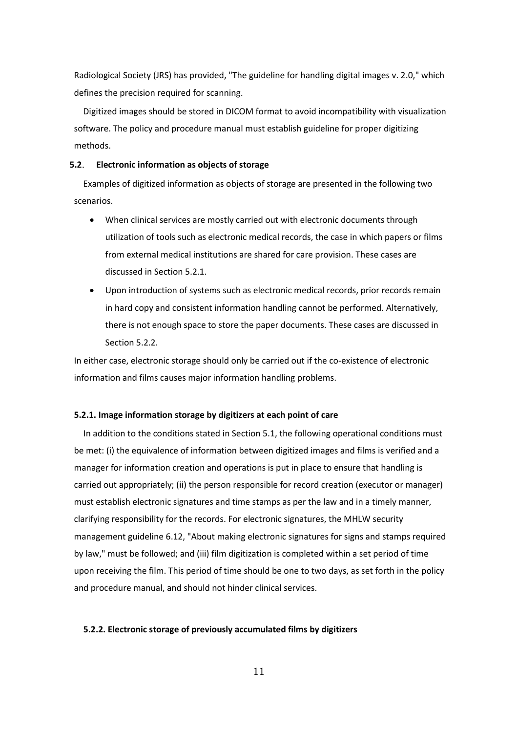Radiological Society (JRS) has provided, "The guideline for handling digital images v. 2.0," which defines the precision required for scanning.

Digitized images should be stored in DICOM format to avoid incompatibility with visualization software. The policy and procedure manual must establish guideline for proper digitizing methods.

### 5.2. Electronic information as objects of storage

Examples of digitized information as objects of storage are presented in the following two scenarios.

- When clinical services are mostly carried out with electronic documents through utilization of tools such as electronic medical records, the case in which papers or films from external medical institutions are shared for care provision. These cases are discussed in Section 5.2.1.
- Upon introduction of systems such as electronic medical records, prior records remain in hard copy and consistent information handling cannot be performed. Alternatively, there is not enough space to store the paper documents. These cases are discussed in Section 5.2.2.

In either case, electronic storage should only be carried out if the co-existence of electronic information and films causes major information handling problems.

#### 5.2.1. Image information storage by digitizers at each point of care

In addition to the conditions stated in Section 5.1, the following operational conditions must be met: (i) the equivalence of information between digitized images and films is verified and a manager for information creation and operations is put in place to ensure that handling is carried out appropriately; (ii) the person responsible for record creation (executor or manager) must establish electronic signatures and time stamps as per the law and in a timely manner, clarifying responsibility for the records. For electronic signatures, the MHLW security management guideline 6.12, "About making electronic signatures for signs and stamps required by law," must be followed; and (iii) film digitization is completed within a set period of time upon receiving the film. This period of time should be one to two days, as set forth in the policy and procedure manual, and should not hinder clinical services.

#### 5.2.2. Electronic storage of previously accumulated films by digitizers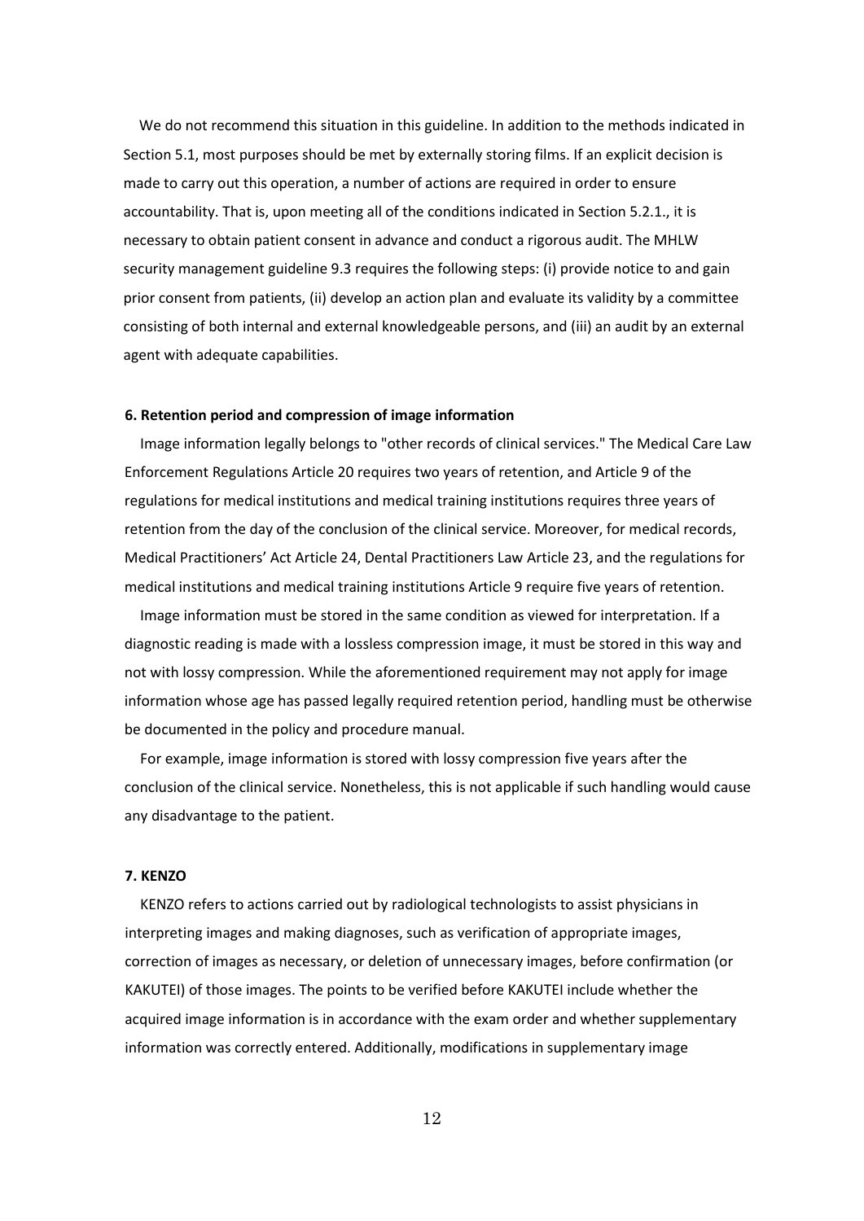We do not recommend this situation in this guideline. In addition to the methods indicated in Section 5.1, most purposes should be met by externally storing films. If an explicit decision is made to carry out this operation, a number of actions are required in order to ensure accountability. That is, upon meeting all of the conditions indicated in Section 5.2.1., it is necessary to obtain patient consent in advance and conduct a rigorous audit. The MHLW security management guideline 9.3 requires the following steps: (i) provide notice to and gain prior consent from patients, (ii) develop an action plan and evaluate its validity by a committee consisting of both internal and external knowledgeable persons, and (iii) an audit by an external agent with adequate capabilities.

**6. Retention period and compression of image information**

Image information legally belongs to "other records of clinical services." The Medical Care Law Enforcement Regulations Article 20 requires two years of retention, and Article 9 of the regulations for medical institutions and medical training institutions requires three years of retention from the day of the conclusion of the clinical service. Moreover, for medical records, Medical Practitioners' Act Article 24, Dental Practitioners Law Article 23, and the regulations for medical institutions and medical training institutions Article 9 require five years of retention.

Image information must be stored in the same condition as viewed for interpretation. If a diagnostic reading is made with a lossless compression image, it must be stored in this way and not with lossy compression. While the aforementioned requirement may not apply for image information whose age has passed legally required retention period, handling must be otherwise be documented in the policy and procedure manual.

For example, image information is stored with lossy compression five years after the conclusion of the clinical service. Nonetheless, this is not applicable if such handling would cause any disadvantage to the patient.

**7. KENZO**

KENZO refers to actions carried out by radiological technologists to assist physicians in interpreting images and making diagnoses, such as verification of appropriate images, correction of images as necessary, or deletion of unnecessary images, before confirmation (or KAKUTEI) of those images. The points to be verified before KAKUTEI include whether the acquired image information is in accordance with the exam order and whether supplementary information was correctly entered. Additionally, modifications in supplementary image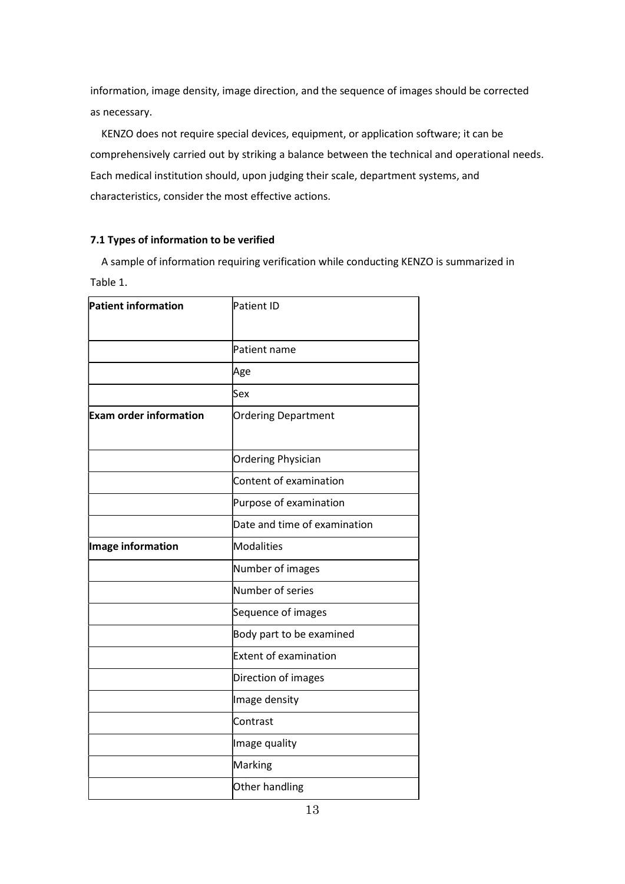information, image density, image direction, and the sequence of images should be corrected as necessary.

KENZO does not require special devices, equipment, or application software; it can be comprehensively carried out by striking a balance between the technical and operational needs. Each medical institution should, upon judging their scale, department systems, and characteristics, consider the most effective actions.

### 7.1 Types of information to be verified

A sample of information requiring verification while conducting KENZO is summarized in Table 1.

| **Patient information** | Patient ID |
|---|---|
| | Patient name |
| | Age |
| | Sex |
| **Exam order information** | Ordering Department |
| | Ordering Physician |
| | Content of examination |
| | Purpose of examination |
| | Date and time of examination |
| **Image information** | Modalities |
| | Number of images |
| | Number of series |
| | Sequence of images |
| | Body part to be examined |
| | Extent of examination |
| | Direction of images |
| | Image density |
| | Contrast |
| | Image quality |
| | Marking |
| | Other handling |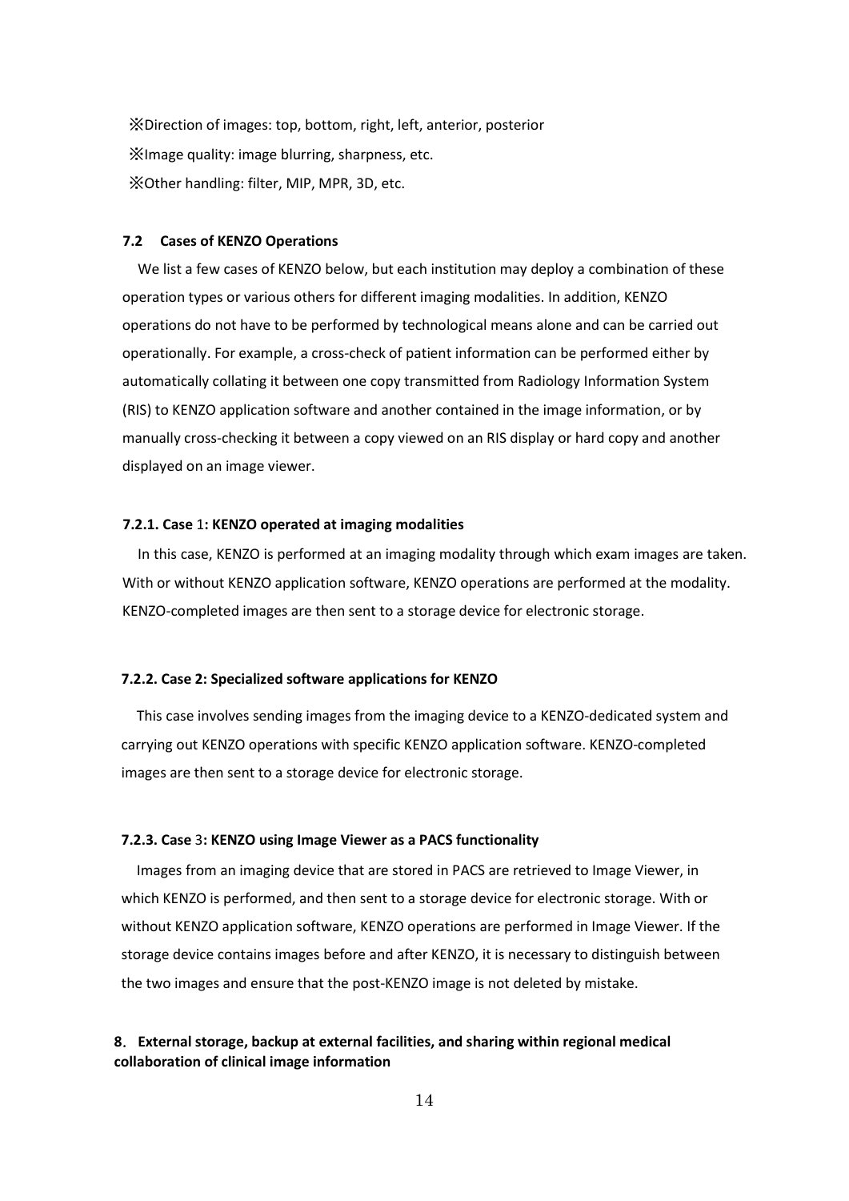※Direction of images: top, bottom, right, left, anterior, posterior

※Image quality: image blurring, sharpness, etc.

※Other handling: filter, MIP, MPR, 3D, etc.

### 7.2 Cases of KENZO Operations

We list a few cases of KENZO below, but each institution may deploy a combination of these operation types or various others for different imaging modalities. In addition, KENZO operations do not have to be performed by technological means alone and can be carried out operationally. For example, a cross-check of patient information can be performed either by automatically collating it between one copy transmitted from Radiology Information System (RIS) to KENZO application software and another contained in the image information, or by manually cross-checking it between a copy viewed on an RIS display or hard copy and another displayed on an image viewer.

#### 7.2.1. Case 1: KENZO operated at imaging modalities

In this case, KENZO is performed at an imaging modality through which exam images are taken. With or without KENZO application software, KENZO operations are performed at the modality. KENZO-completed images are then sent to a storage device for electronic storage.

#### 7.2.2. Case 2: Specialized software applications for KENZO

This case involves sending images from the imaging device to a KENZO-dedicated system and carrying out KENZO operations with specific KENZO application software. KENZO-completed images are then sent to a storage device for electronic storage.

#### 7.2.3. Case 3: KENZO using Image Viewer as a PACS functionality

Images from an imaging device that are stored in PACS are retrieved to Image Viewer, in which KENZO is performed, and then sent to a storage device for electronic storage. With or without KENZO application software, KENZO operations are performed in Image Viewer. If the storage device contains images before and after KENZO, it is necessary to distinguish between the two images and ensure that the post-KENZO image is not deleted by mistake.

## 8. External storage, backup at external facilities, and sharing within regional medical collaboration of clinical image information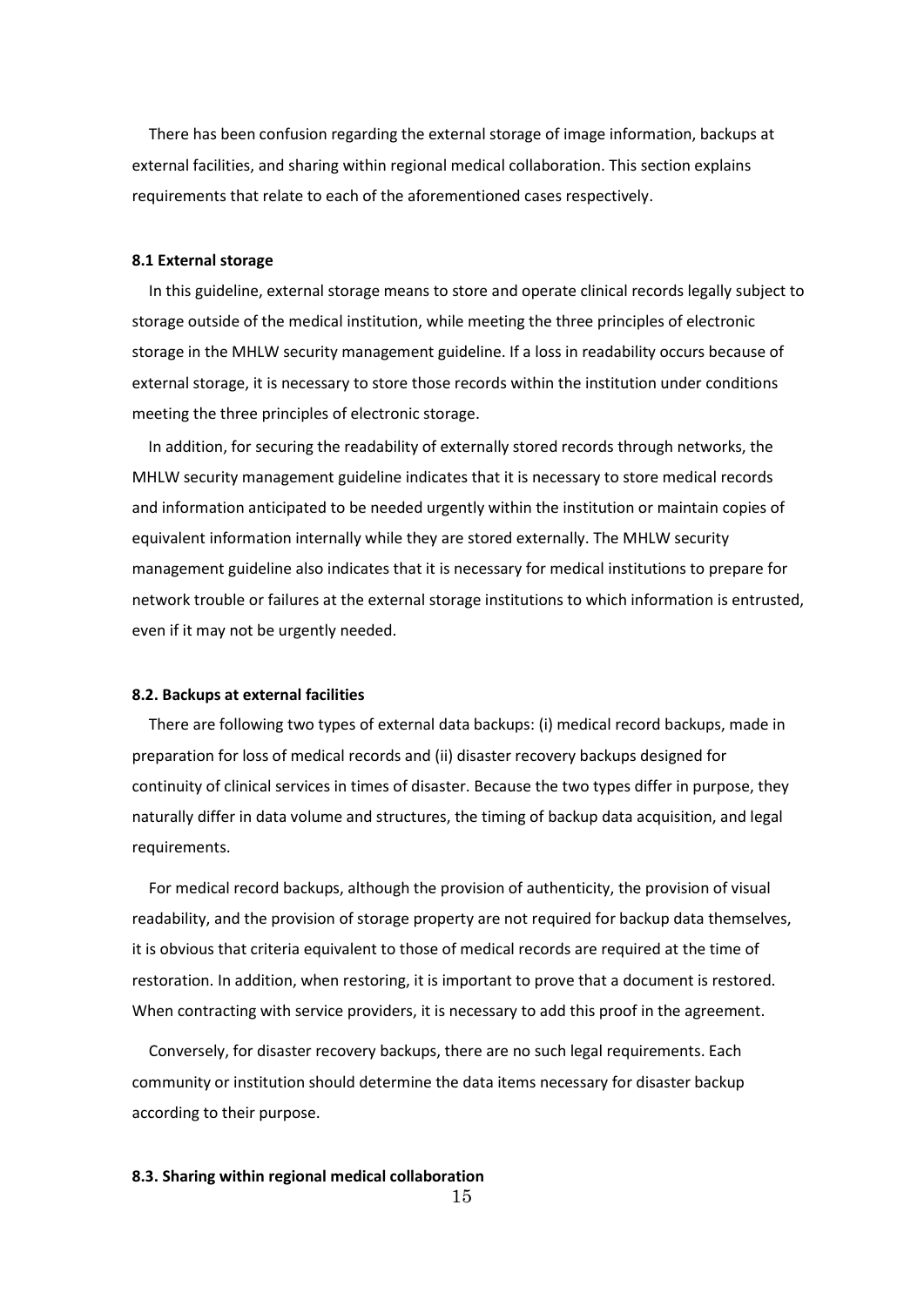There has been confusion regarding the external storage of image information, backups at external facilities, and sharing within regional medical collaboration. This section explains requirements that relate to each of the aforementioned cases respectively.

### 8.1 External storage

In this guideline, external storage means to store and operate clinical records legally subject to storage outside of the medical institution, while meeting the three principles of electronic storage in the MHLW security management guideline. If a loss in readability occurs because of external storage, it is necessary to store those records within the institution under conditions meeting the three principles of electronic storage.

In addition, for securing the readability of externally stored records through networks, the MHLW security management guideline indicates that it is necessary to store medical records and information anticipated to be needed urgently within the institution or maintain copies of equivalent information internally while they are stored externally. The MHLW security management guideline also indicates that it is necessary for medical institutions to prepare for network trouble or failures at the external storage institutions to which information is entrusted, even if it may not be urgently needed.

### 8.2. Backups at external facilities

There are following two types of external data backups: (i) medical record backups, made in preparation for loss of medical records and (ii) disaster recovery backups designed for continuity of clinical services in times of disaster. Because the two types differ in purpose, they naturally differ in data volume and structures, the timing of backup data acquisition, and legal requirements.

For medical record backups, although the provision of authenticity, the provision of visual readability, and the provision of storage property are not required for backup data themselves, it is obvious that criteria equivalent to those of medical records are required at the time of restoration. In addition, when restoring, it is important to prove that a document is restored. When contracting with service providers, it is necessary to add this proof in the agreement.

Conversely, for disaster recovery backups, there are no such legal requirements. Each community or institution should determine the data items necessary for disaster backup according to their purpose.

### 8.3. Sharing within regional medical collaboration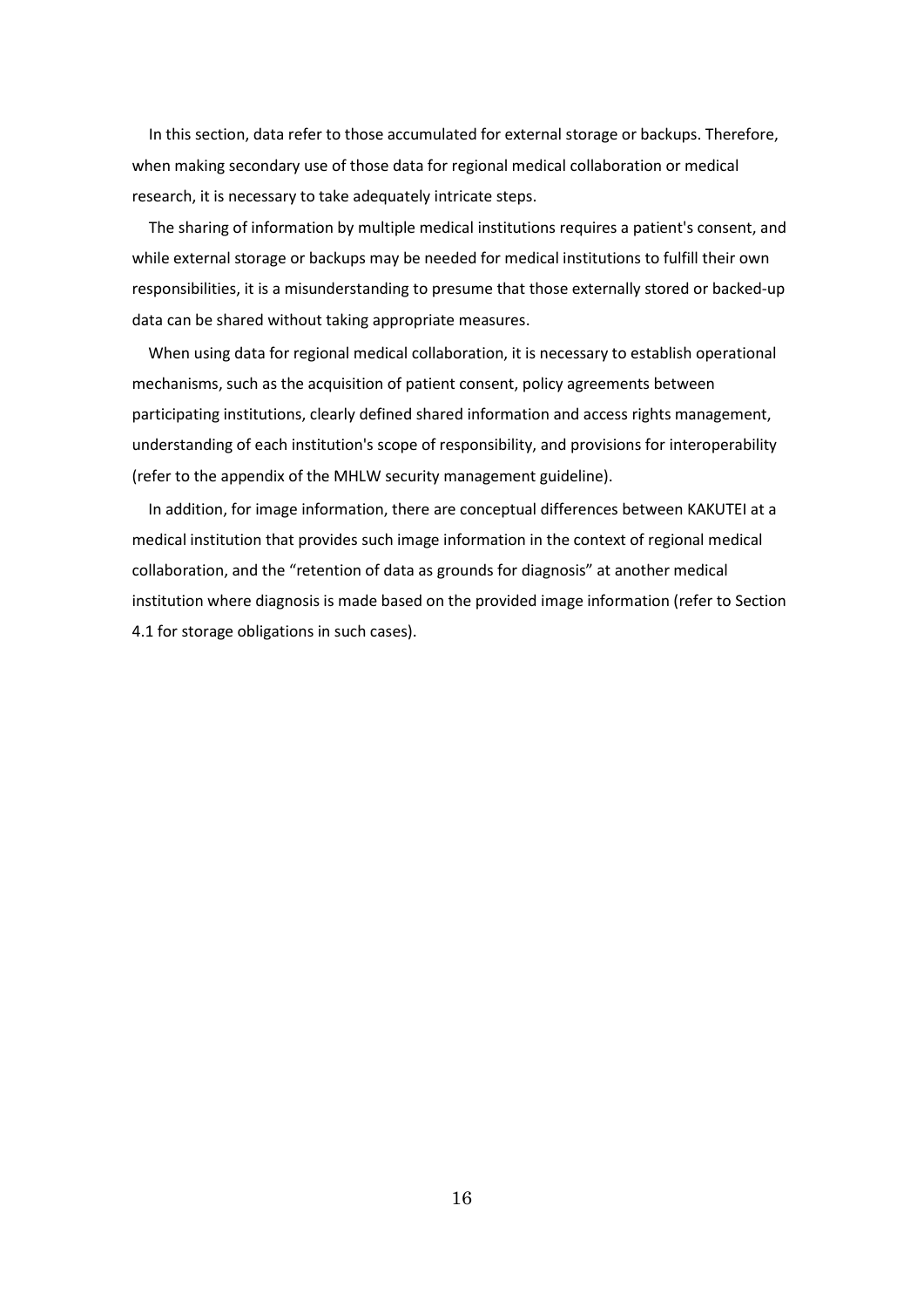In this section, data refer to those accumulated for external storage or backups. Therefore, when making secondary use of those data for regional medical collaboration or medical research, it is necessary to take adequately intricate steps.

The sharing of information by multiple medical institutions requires a patient's consent, and while external storage or backups may be needed for medical institutions to fulfill their own responsibilities, it is a misunderstanding to presume that those externally stored or backed-up data can be shared without taking appropriate measures.

When using data for regional medical collaboration, it is necessary to establish operational mechanisms, such as the acquisition of patient consent, policy agreements between participating institutions, clearly defined shared information and access rights management, understanding of each institution's scope of responsibility, and provisions for interoperability (refer to the appendix of the MHLW security management guideline).

In addition, for image information, there are conceptual differences between KAKUTEI at a medical institution that provides such image information in the context of regional medical collaboration, and the "retention of data as grounds for diagnosis" at another medical institution where diagnosis is made based on the provided image information (refer to Section 4.1 for storage obligations in such cases).